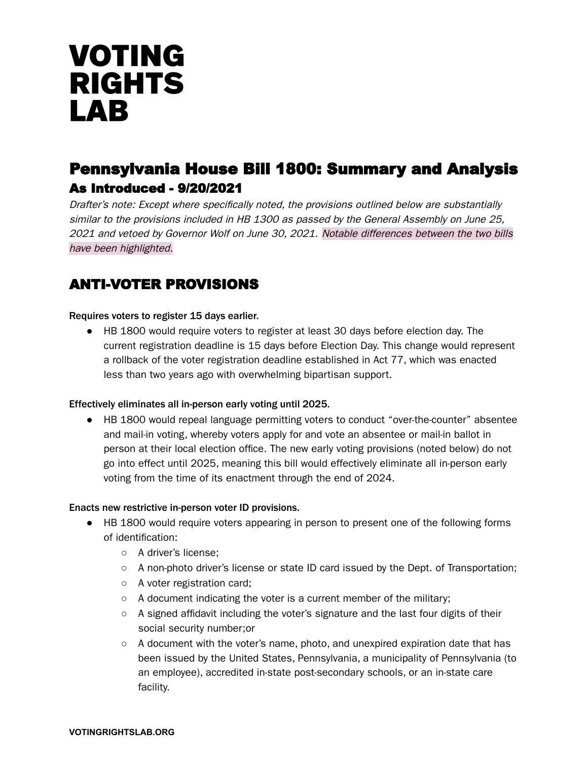# VOTING RIGHTS LAB

## Pennsylvania House Bill 1800: Summary and Analysis

### As Introduced - 9/20/2021

*Drafter's note: Except where specifically noted, the provisions outlined below are substantially similar to the provisions included in HB 1300 as passed by the General Assembly on June 25, 2021 and vetoed by Governor Wolf on June 30, 2021. Notable differences between the two bills have been highlighted.*

## ANTI-VOTER PROVISIONS

**Requires voters to register 15 days earlier.**

- HB 1800 would require voters to register at least 30 days before election day. The current registration deadline is 15 days before Election Day. This change would represent a rollback of the voter registration deadline established in Act 77, which was enacted less than two years ago with overwhelming bipartisan support.

**Effectively eliminates all in-person early voting until 2025.**

- HB 1800 would repeal language permitting voters to conduct "over-the-counter" absentee and mail-in voting, whereby voters apply for and vote an absentee or mail-in ballot in person at their local election office. The new early voting provisions (noted below) do not go into effect until 2025, meaning this bill would effectively eliminate all in-person early voting from the time of its enactment through the end of 2024.

**Enacts new restrictive in-person voter ID provisions.**

- HB 1800 would require voters appearing in person to present one of the following forms of identification:
  - A driver's license;
  - A non-photo driver's license or state ID card issued by the Dept. of Transportation;
  - A voter registration card;
  - A document indicating the voter is a current member of the military;
  - A signed affidavit including the voter's signature and the last four digits of their social security number;or
  - A document with the voter's name, photo, and unexpired expiration date that has been issued by the United States, Pennsylvania, a municipality of Pennsylvania (to an employee), accredited in-state post-secondary schools, or an in-state care facility.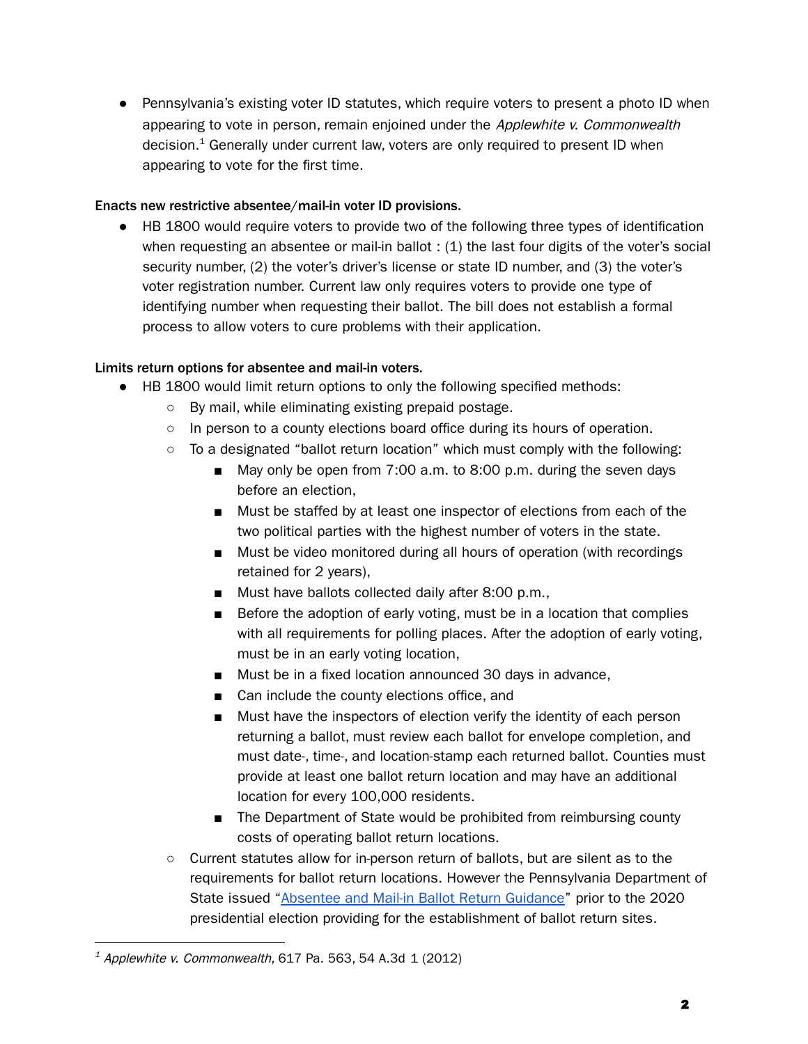- Pennsylvania's existing voter ID statutes, which require voters to present a photo ID when appearing to vote in person, remain enjoined under the *Applewhite v. Commonwealth* decision.[1] Generally under current law, voters are only required to present ID when appearing to vote for the first time.

**Enacts new restrictive absentee/mail-in voter ID provisions.**

- HB 1800 would require voters to provide two of the following three types of identification when requesting an absentee or mail-in ballot : (1) the last four digits of the voter's social security number, (2) the voter's driver's license or state ID number, and (3) the voter's voter registration number. Current law only requires voters to provide one type of identifying number when requesting their ballot. The bill does not establish a formal process to allow voters to cure problems with their application.

**Limits return options for absentee and mail-in voters.**

- HB 1800 would limit return options to only the following specified methods:
  - By mail, while eliminating existing prepaid postage.
  - In person to a county elections board office during its hours of operation.
  - To a designated "ballot return location" which must comply with the following:
    - May only be open from 7:00 a.m. to 8:00 p.m. during the seven days before an election,
    - Must be staffed by at least one inspector of elections from each of the two political parties with the highest number of voters in the state.
    - Must be video monitored during all hours of operation (with recordings retained for 2 years),
    - Must have ballots collected daily after 8:00 p.m.,
    - Before the adoption of early voting, must be in a location that complies with all requirements for polling places. After the adoption of early voting, must be in an early voting location,
    - Must be in a fixed location announced 30 days in advance,
    - Can include the county elections office, and
    - Must have the inspectors of election verify the identity of each person returning a ballot, must review each ballot for envelope completion, and must date-, time-, and location-stamp each returned ballot. Counties must provide at least one ballot return location and may have an additional location for every 100,000 residents.
    - The Department of State would be prohibited from reimbursing county costs of operating ballot return locations.
  - Current statutes allow for in-person return of ballots, but are silent as to the requirements for ballot return locations. However the Pennsylvania Department of State issued "Absentee and Mail-in Ballot Return Guidance" prior to the 2020 presidential election providing for the establishment of ballot return sites.

[1] *Applewhite v. Commonwealth*, 617 Pa. 563, 54 A.3d 1 (2012)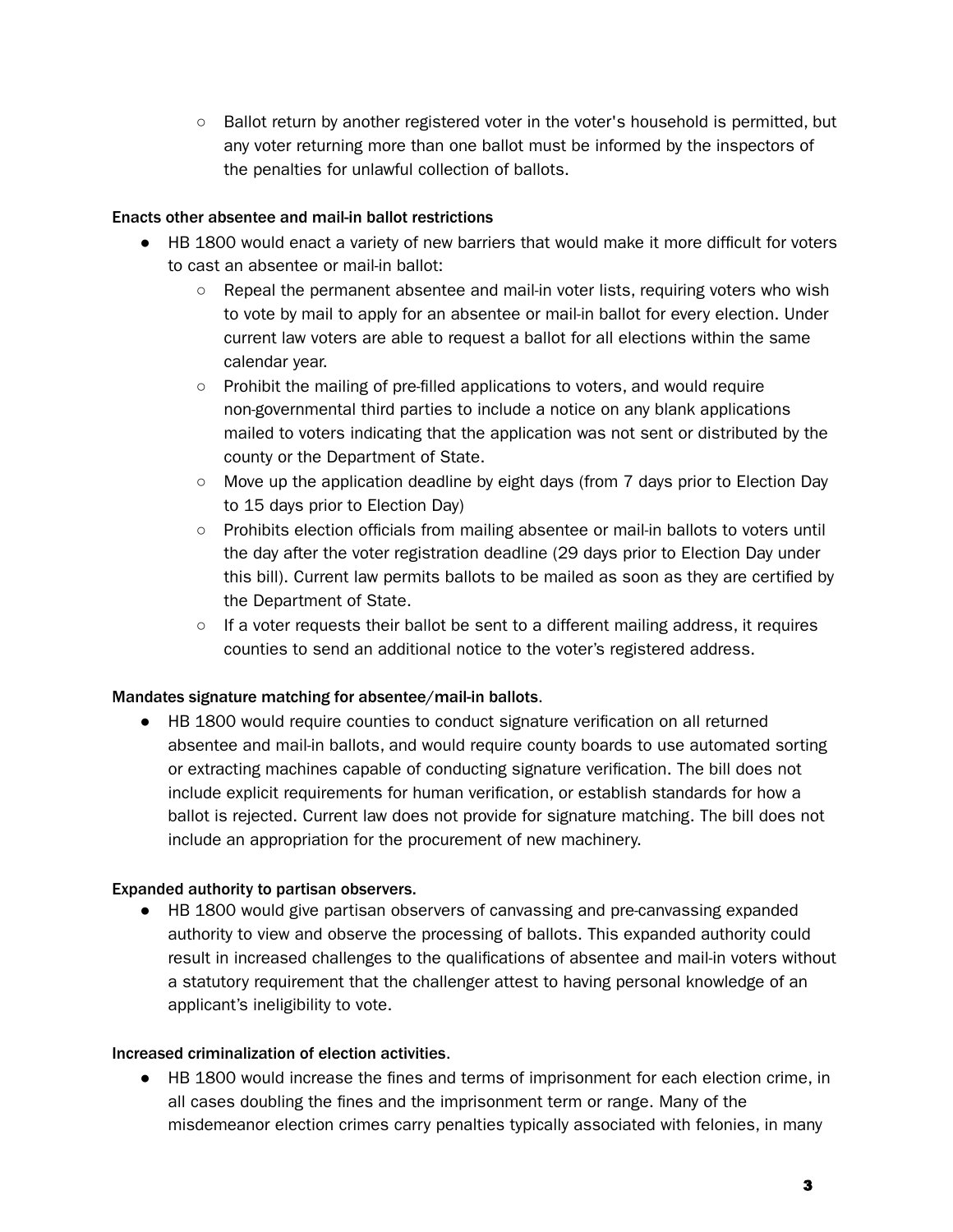- Ballot return by another registered voter in the voter's household is permitted, but any voter returning more than one ballot must be informed by the inspectors of the penalties for unlawful collection of ballots.

**Enacts other absentee and mail-in ballot restrictions**

- HB 1800 would enact a variety of new barriers that would make it more difficult for voters to cast an absentee or mail-in ballot:
  - Repeal the permanent absentee and mail-in voter lists, requiring voters who wish to vote by mail to apply for an absentee or mail-in ballot for every election. Under current law voters are able to request a ballot for all elections within the same calendar year.
  - Prohibit the mailing of pre-filled applications to voters, and would require non-governmental third parties to include a notice on any blank applications mailed to voters indicating that the application was not sent or distributed by the county or the Department of State.
  - Move up the application deadline by eight days (from 7 days prior to Election Day to 15 days prior to Election Day)
  - Prohibits election officials from mailing absentee or mail-in ballots to voters until the day after the voter registration deadline (29 days prior to Election Day under this bill). Current law permits ballots to be mailed as soon as they are certified by the Department of State.
  - If a voter requests their ballot be sent to a different mailing address, it requires counties to send an additional notice to the voter's registered address.

**Mandates signature matching for absentee/mail-in ballots.**

- HB 1800 would require counties to conduct signature verification on all returned absentee and mail-in ballots, and would require county boards to use automated sorting or extracting machines capable of conducting signature verification. The bill does not include explicit requirements for human verification, or establish standards for how a ballot is rejected. Current law does not provide for signature matching. The bill does not include an appropriation for the procurement of new machinery.

**Expanded authority to partisan observers.**

- HB 1800 would give partisan observers of canvassing and pre-canvassing expanded authority to view and observe the processing of ballots. This expanded authority could result in increased challenges to the qualifications of absentee and mail-in voters without a statutory requirement that the challenger attest to having personal knowledge of an applicant's ineligibility to vote.

**Increased criminalization of election activities.**

- HB 1800 would increase the fines and terms of imprisonment for each election crime, in all cases doubling the fines and the imprisonment term or range. Many of the misdemeanor election crimes carry penalties typically associated with felonies, in many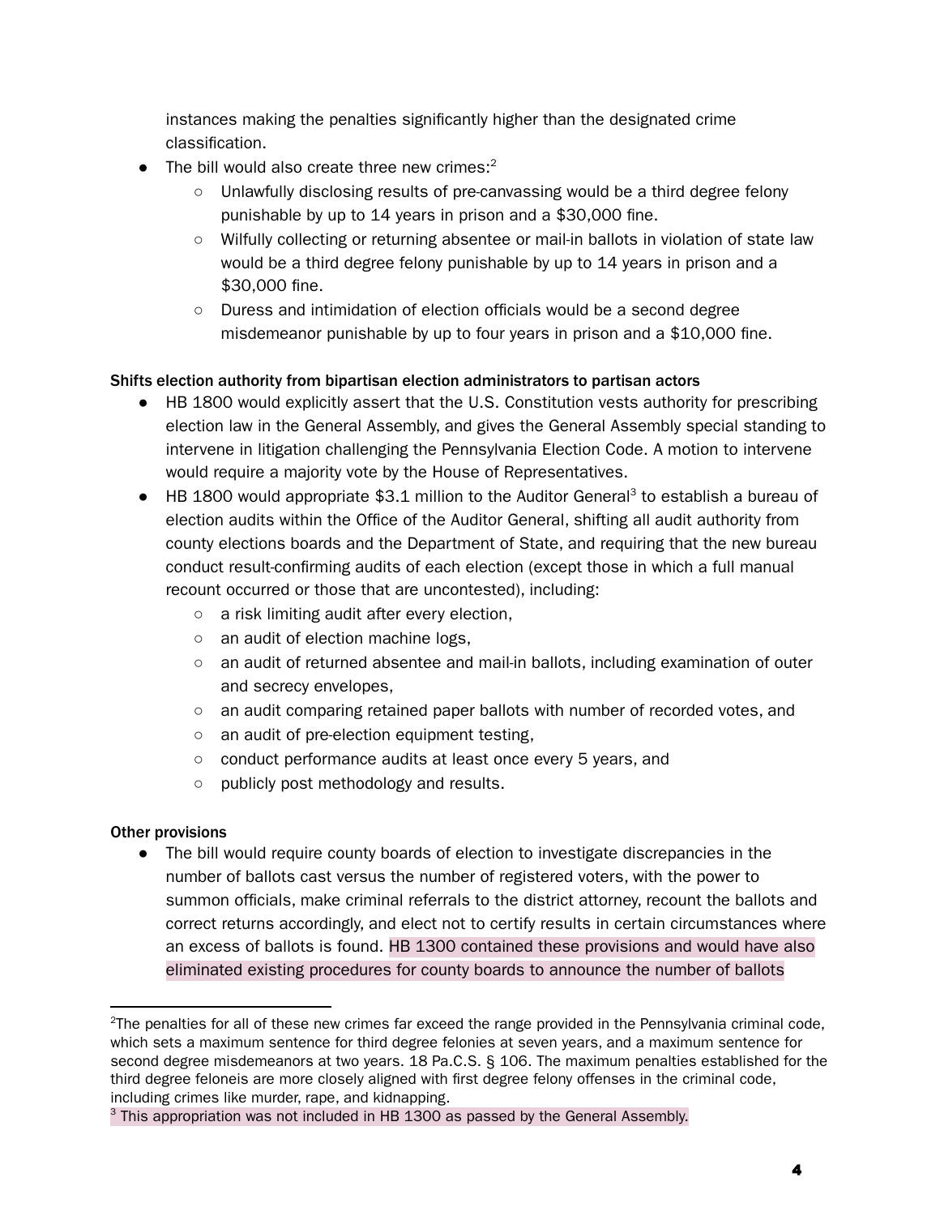instances making the penalties significantly higher than the designated crime classification.

- The bill would also create three new crimes:[2]
  - Unlawfully disclosing results of pre-canvassing would be a third degree felony punishable by up to 14 years in prison and a $30,000 fine.
  - Wilfully collecting or returning absentee or mail-in ballots in violation of state law would be a third degree felony punishable by up to 14 years in prison and a $30,000 fine.
  - Duress and intimidation of election officials would be a second degree misdemeanor punishable by up to four years in prison and a $10,000 fine.

**Shifts election authority from bipartisan election administrators to partisan actors**

- HB 1800 would explicitly assert that the U.S. Constitution vests authority for prescribing election law in the General Assembly, and gives the General Assembly special standing to intervene in litigation challenging the Pennsylvania Election Code. A motion to intervene would require a majority vote by the House of Representatives.
- HB 1800 would appropriate $3.1 million to the Auditor General[3] to establish a bureau of election audits within the Office of the Auditor General, shifting all audit authority from county elections boards and the Department of State, and requiring that the new bureau conduct result-confirming audits of each election (except those in which a full manual recount occurred or those that are uncontested), including:
  - a risk limiting audit after every election,
  - an audit of election machine logs,
  - an audit of returned absentee and mail-in ballots, including examination of outer and secrecy envelopes,
  - an audit comparing retained paper ballots with number of recorded votes, and
  - an audit of pre-election equipment testing,
  - conduct performance audits at least once every 5 years, and
  - publicly post methodology and results.

**Other provisions**

- The bill would require county boards of election to investigate discrepancies in the number of ballots cast versus the number of registered voters, with the power to summon officials, make criminal referrals to the district attorney, recount the ballots and correct returns accordingly, and elect not to certify results in certain circumstances where an excess of ballots is found. HB 1300 contained these provisions and would have also eliminated existing procedures for county boards to announce the number of ballots

---

[2] The penalties for all of these new crimes far exceed the range provided in the Pennsylvania criminal code, which sets a maximum sentence for third degree felonies at seven years, and a maximum sentence for second degree misdemeanors at two years. 18 Pa.C.S. § 106. The maximum penalties established for the third degree feloneis are more closely aligned with first degree felony offenses in the criminal code, including crimes like murder, rape, and kidnapping.

[3] This appropriation was not included in HB 1300 as passed by the General Assembly.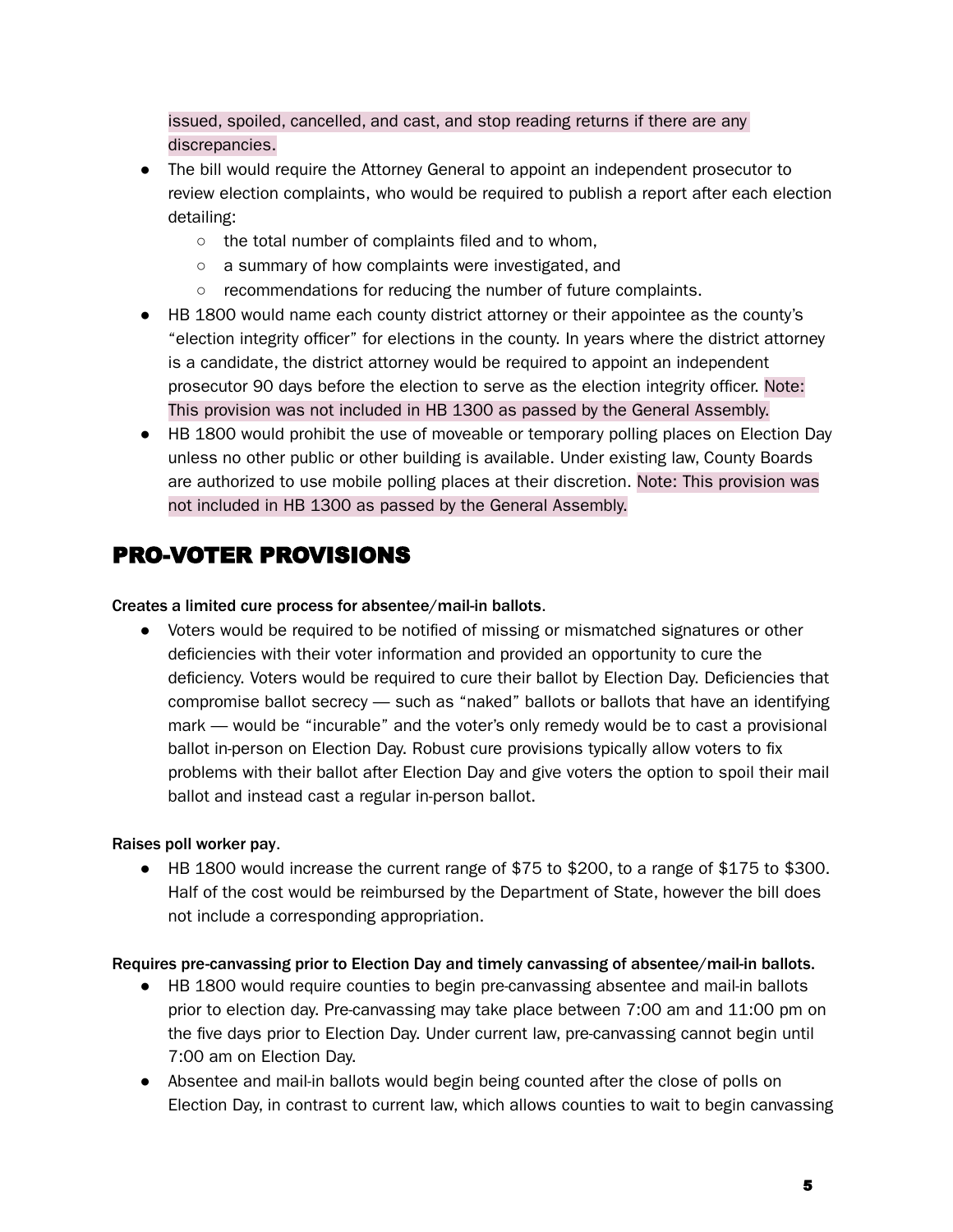issued, spoiled, cancelled, and cast, and stop reading returns if there are any discrepancies.

- The bill would require the Attorney General to appoint an independent prosecutor to review election complaints, who would be required to publish a report after each election detailing:
  - the total number of complaints filed and to whom,
  - a summary of how complaints were investigated, and
  - recommendations for reducing the number of future complaints.
- HB 1800 would name each county district attorney or their appointee as the county's "election integrity officer" for elections in the county. In years where the district attorney is a candidate, the district attorney would be required to appoint an independent prosecutor 90 days before the election to serve as the election integrity officer. Note: This provision was not included in HB 1300 as passed by the General Assembly.
- HB 1800 would prohibit the use of moveable or temporary polling places on Election Day unless no other public or other building is available. Under existing law, County Boards are authorized to use mobile polling places at their discretion. Note: This provision was not included in HB 1300 as passed by the General Assembly.

## PRO-VOTER PROVISIONS

**Creates a limited cure process for absentee/mail-in ballots.**

- Voters would be required to be notified of missing or mismatched signatures or other deficiencies with their voter information and provided an opportunity to cure the deficiency. Voters would be required to cure their ballot by Election Day. Deficiencies that compromise ballot secrecy — such as "naked" ballots or ballots that have an identifying mark — would be "incurable" and the voter's only remedy would be to cast a provisional ballot in-person on Election Day. Robust cure provisions typically allow voters to fix problems with their ballot after Election Day and give voters the option to spoil their mail ballot and instead cast a regular in-person ballot.

**Raises poll worker pay.**

- HB 1800 would increase the current range of $75 to $200, to a range of $175 to $300. Half of the cost would be reimbursed by the Department of State, however the bill does not include a corresponding appropriation.

**Requires pre-canvassing prior to Election Day and timely canvassing of absentee/mail-in ballots.**

- HB 1800 would require counties to begin pre-canvassing absentee and mail-in ballots prior to election day. Pre-canvassing may take place between 7:00 am and 11:00 pm on the five days prior to Election Day. Under current law, pre-canvassing cannot begin until 7:00 am on Election Day.
- Absentee and mail-in ballots would begin being counted after the close of polls on Election Day, in contrast to current law, which allows counties to wait to begin canvassing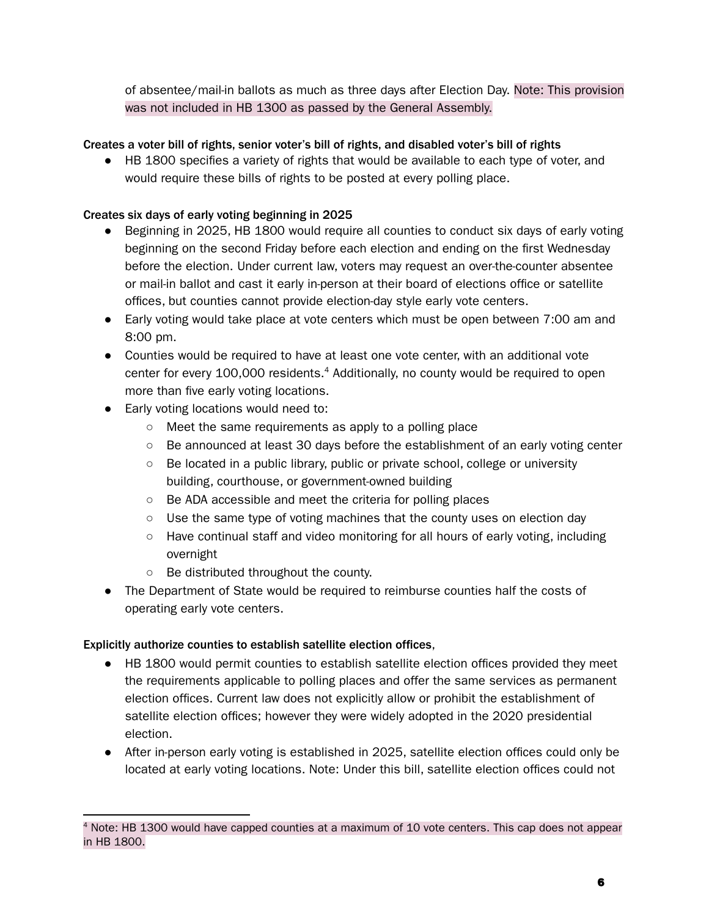of absentee/mail-in ballots as much as three days after Election Day. Note: This provision was not included in HB 1300 as passed by the General Assembly.

Creates a voter bill of rights, senior voter's bill of rights, and disabled voter's bill of rights

- HB 1800 specifies a variety of rights that would be available to each type of voter, and would require these bills of rights to be posted at every polling place.

Creates six days of early voting beginning in 2025

- Beginning in 2025, HB 1800 would require all counties to conduct six days of early voting beginning on the second Friday before each election and ending on the first Wednesday before the election. Under current law, voters may request an over-the-counter absentee or mail-in ballot and cast it early in-person at their board of elections office or satellite offices, but counties cannot provide election-day style early vote centers.
- Early voting would take place at vote centers which must be open between 7:00 am and 8:00 pm.
- Counties would be required to have at least one vote center, with an additional vote center for every 100,000 residents.[4] Additionally, no county would be required to open more than five early voting locations.
- Early voting locations would need to:
    - Meet the same requirements as apply to a polling place
    - Be announced at least 30 days before the establishment of an early voting center
    - Be located in a public library, public or private school, college or university building, courthouse, or government-owned building
    - Be ADA accessible and meet the criteria for polling places
    - Use the same type of voting machines that the county uses on election day
    - Have continual staff and video monitoring for all hours of early voting, including overnight
    - Be distributed throughout the county.
- The Department of State would be required to reimburse counties half the costs of operating early vote centers.

Explicitly authorize counties to establish satellite election offices,

- HB 1800 would permit counties to establish satellite election offices provided they meet the requirements applicable to polling places and offer the same services as permanent election offices. Current law does not explicitly allow or prohibit the establishment of satellite election offices; however they were widely adopted in the 2020 presidential election.
- After in-person early voting is established in 2025, satellite election offices could only be located at early voting locations. Note: Under this bill, satellite election offices could not

[4] Note: HB 1300 would have capped counties at a maximum of 10 vote centers. This cap does not appear in HB 1800.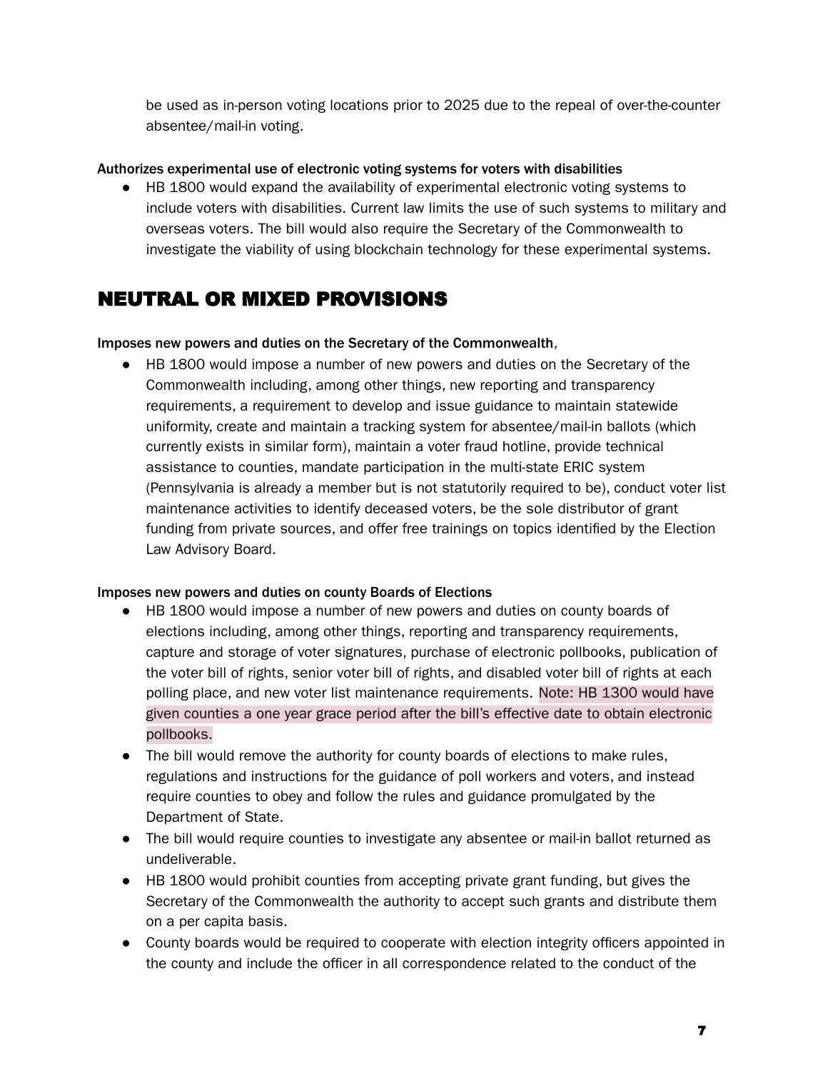be used as in-person voting locations prior to 2025 due to the repeal of over-the-counter absentee/mail-in voting.

Authorizes experimental use of electronic voting systems for voters with disabilities

- HB 1800 would expand the availability of experimental electronic voting systems to include voters with disabilities. Current law limits the use of such systems to military and overseas voters. The bill would also require the Secretary of the Commonwealth to investigate the viability of using blockchain technology for these experimental systems.

## NEUTRAL OR MIXED PROVISIONS

Imposes new powers and duties on the Secretary of the Commonwealth,

- HB 1800 would impose a number of new powers and duties on the Secretary of the Commonwealth including, among other things, new reporting and transparency requirements, a requirement to develop and issue guidance to maintain statewide uniformity, create and maintain a tracking system for absentee/mail-in ballots (which currently exists in similar form), maintain a voter fraud hotline, provide technical assistance to counties, mandate participation in the multi-state ERIC system (Pennsylvania is already a member but is not statutorily required to be), conduct voter list maintenance activities to identify deceased voters, be the sole distributor of grant funding from private sources, and offer free trainings on topics identified by the Election Law Advisory Board.

Imposes new powers and duties on county Boards of Elections

- HB 1800 would impose a number of new powers and duties on county boards of elections including, among other things, reporting and transparency requirements, capture and storage of voter signatures, purchase of electronic pollbooks, publication of the voter bill of rights, senior voter bill of rights, and disabled voter bill of rights at each polling place, and new voter list maintenance requirements. Note: HB 1300 would have given counties a one year grace period after the bill's effective date to obtain electronic pollbooks.
- The bill would remove the authority for county boards of elections to make rules, regulations and instructions for the guidance of poll workers and voters, and instead require counties to obey and follow the rules and guidance promulgated by the Department of State.
- The bill would require counties to investigate any absentee or mail-in ballot returned as undeliverable.
- HB 1800 would prohibit counties from accepting private grant funding, but gives the Secretary of the Commonwealth the authority to accept such grants and distribute them on a per capita basis.
- County boards would be required to cooperate with election integrity officers appointed in the county and include the officer in all correspondence related to the conduct of the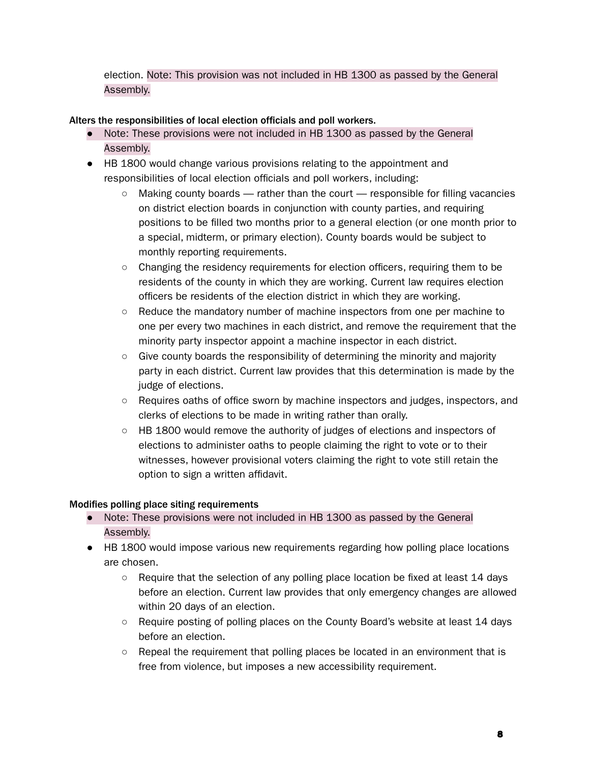election. Note: This provision was not included in HB 1300 as passed by the General Assembly.

### Alters the responsibilities of local election officials and poll workers.

- Note: These provisions were not included in HB 1300 as passed by the General Assembly.
- HB 1800 would change various provisions relating to the appointment and responsibilities of local election officials and poll workers, including:
  - Making county boards — rather than the court — responsible for filling vacancies on district election boards in conjunction with county parties, and requiring positions to be filled two months prior to a general election (or one month prior to a special, midterm, or primary election). County boards would be subject to monthly reporting requirements.
  - Changing the residency requirements for election officers, requiring them to be residents of the county in which they are working. Current law requires election officers be residents of the election district in which they are working.
  - Reduce the mandatory number of machine inspectors from one per machine to one per every two machines in each district, and remove the requirement that the minority party inspector appoint a machine inspector in each district.
  - Give county boards the responsibility of determining the minority and majority party in each district. Current law provides that this determination is made by the judge of elections.
  - Requires oaths of office sworn by machine inspectors and judges, inspectors, and clerks of elections to be made in writing rather than orally.
  - HB 1800 would remove the authority of judges of elections and inspectors of elections to administer oaths to people claiming the right to vote or to their witnesses, however provisional voters claiming the right to vote still retain the option to sign a written affidavit.

### Modifies polling place siting requirements

- Note: These provisions were not included in HB 1300 as passed by the General Assembly.
- HB 1800 would impose various new requirements regarding how polling place locations are chosen.
  - Require that the selection of any polling place location be fixed at least 14 days before an election. Current law provides that only emergency changes are allowed within 20 days of an election.
  - Require posting of polling places on the County Board's website at least 14 days before an election.
  - Repeal the requirement that polling places be located in an environment that is free from violence, but imposes a new accessibility requirement.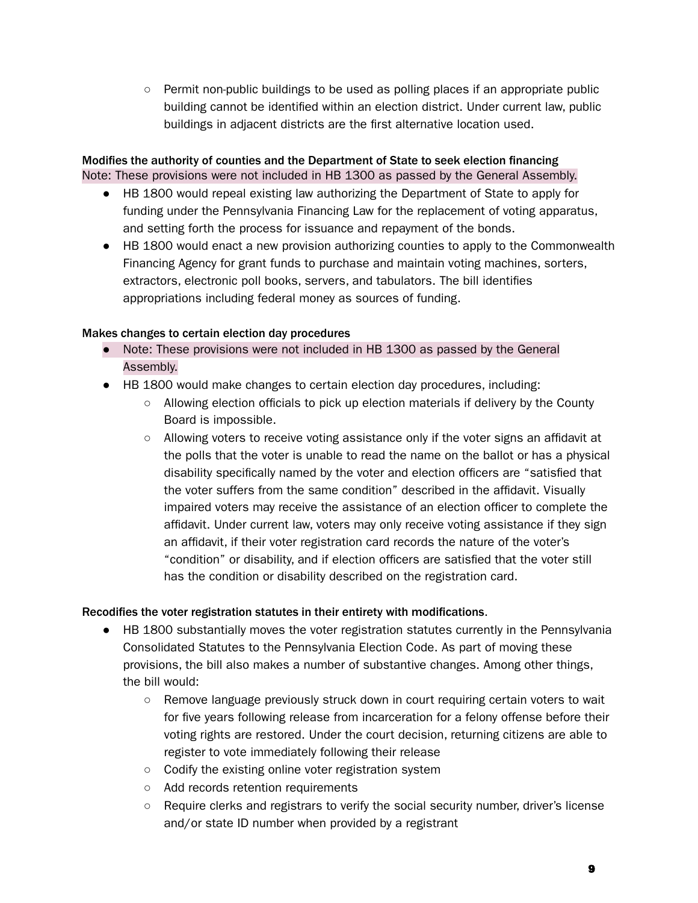- Permit non-public buildings to be used as polling places if an appropriate public building cannot be identified within an election district. Under current law, public buildings in adjacent districts are the first alternative location used.

**Modifies the authority of counties and the Department of State to seek election financing**

Note: These provisions were not included in HB 1300 as passed by the General Assembly.

- HB 1800 would repeal existing law authorizing the Department of State to apply for funding under the Pennsylvania Financing Law for the replacement of voting apparatus, and setting forth the process for issuance and repayment of the bonds.
- HB 1800 would enact a new provision authorizing counties to apply to the Commonwealth Financing Agency for grant funds to purchase and maintain voting machines, sorters, extractors, electronic poll books, servers, and tabulators. The bill identifies appropriations including federal money as sources of funding.

**Makes changes to certain election day procedures**

- Note: These provisions were not included in HB 1300 as passed by the General Assembly.
- HB 1800 would make changes to certain election day procedures, including:
    - Allowing election officials to pick up election materials if delivery by the County Board is impossible.
    - Allowing voters to receive voting assistance only if the voter signs an affidavit at the polls that the voter is unable to read the name on the ballot or has a physical disability specifically named by the voter and election officers are "satisfied that the voter suffers from the same condition" described in the affidavit. Visually impaired voters may receive the assistance of an election officer to complete the affidavit. Under current law, voters may only receive voting assistance if they sign an affidavit, if their voter registration card records the nature of the voter's "condition" or disability, and if election officers are satisfied that the voter still has the condition or disability described on the registration card.

**Recodifies the voter registration statutes in their entirety with modifications**.

- HB 1800 substantially moves the voter registration statutes currently in the Pennsylvania Consolidated Statutes to the Pennsylvania Election Code. As part of moving these provisions, the bill also makes a number of substantive changes. Among other things, the bill would:
    - Remove language previously struck down in court requiring certain voters to wait for five years following release from incarceration for a felony offense before their voting rights are restored. Under the court decision, returning citizens are able to register to vote immediately following their release
    - Codify the existing online voter registration system
    - Add records retention requirements
    - Require clerks and registrars to verify the social security number, driver's license and/or state ID number when provided by a registrant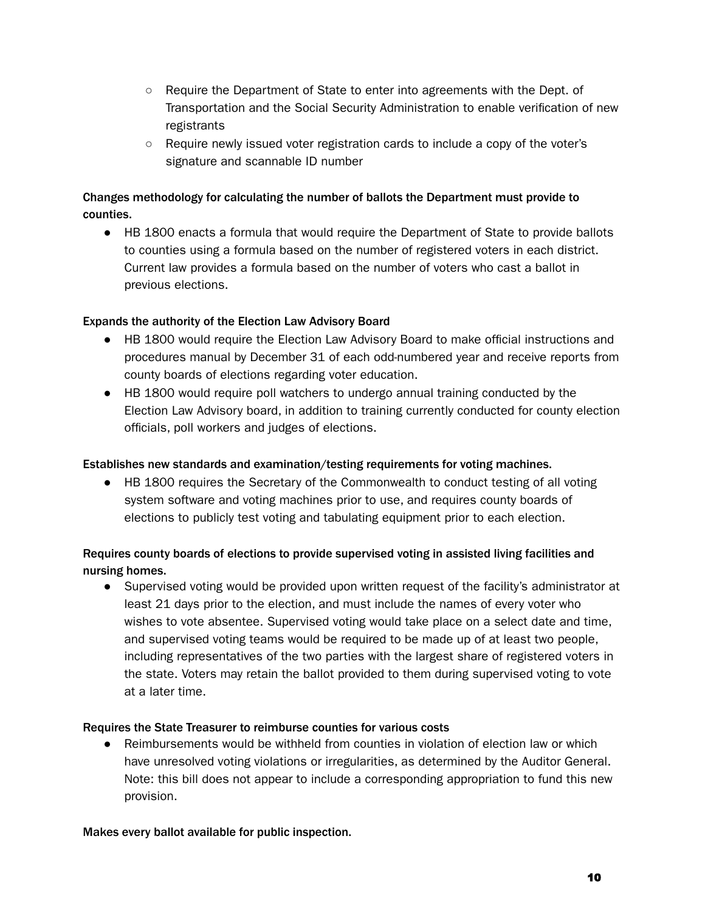- Require the Department of State to enter into agreements with the Dept. of Transportation and the Social Security Administration to enable verification of new registrants
  - Require newly issued voter registration cards to include a copy of the voter's signature and scannable ID number

**Changes methodology for calculating the number of ballots the Department must provide to counties.**

- HB 1800 enacts a formula that would require the Department of State to provide ballots to counties using a formula based on the number of registered voters in each district. Current law provides a formula based on the number of voters who cast a ballot in previous elections.

**Expands the authority of the Election Law Advisory Board**

- HB 1800 would require the Election Law Advisory Board to make official instructions and procedures manual by December 31 of each odd-numbered year and receive reports from county boards of elections regarding voter education.
- HB 1800 would require poll watchers to undergo annual training conducted by the Election Law Advisory board, in addition to training currently conducted for county election officials, poll workers and judges of elections.

**Establishes new standards and examination/testing requirements for voting machines.**

- HB 1800 requires the Secretary of the Commonwealth to conduct testing of all voting system software and voting machines prior to use, and requires county boards of elections to publicly test voting and tabulating equipment prior to each election.

**Requires county boards of elections to provide supervised voting in assisted living facilities and nursing homes.**

- Supervised voting would be provided upon written request of the facility's administrator at least 21 days prior to the election, and must include the names of every voter who wishes to vote absentee. Supervised voting would take place on a select date and time, and supervised voting teams would be required to be made up of at least two people, including representatives of the two parties with the largest share of registered voters in the state. Voters may retain the ballot provided to them during supervised voting to vote at a later time.

**Requires the State Treasurer to reimburse counties for various costs**

- Reimbursements would be withheld from counties in violation of election law or which have unresolved voting violations or irregularities, as determined by the Auditor General. Note: this bill does not appear to include a corresponding appropriation to fund this new provision.

**Makes every ballot available for public inspection.**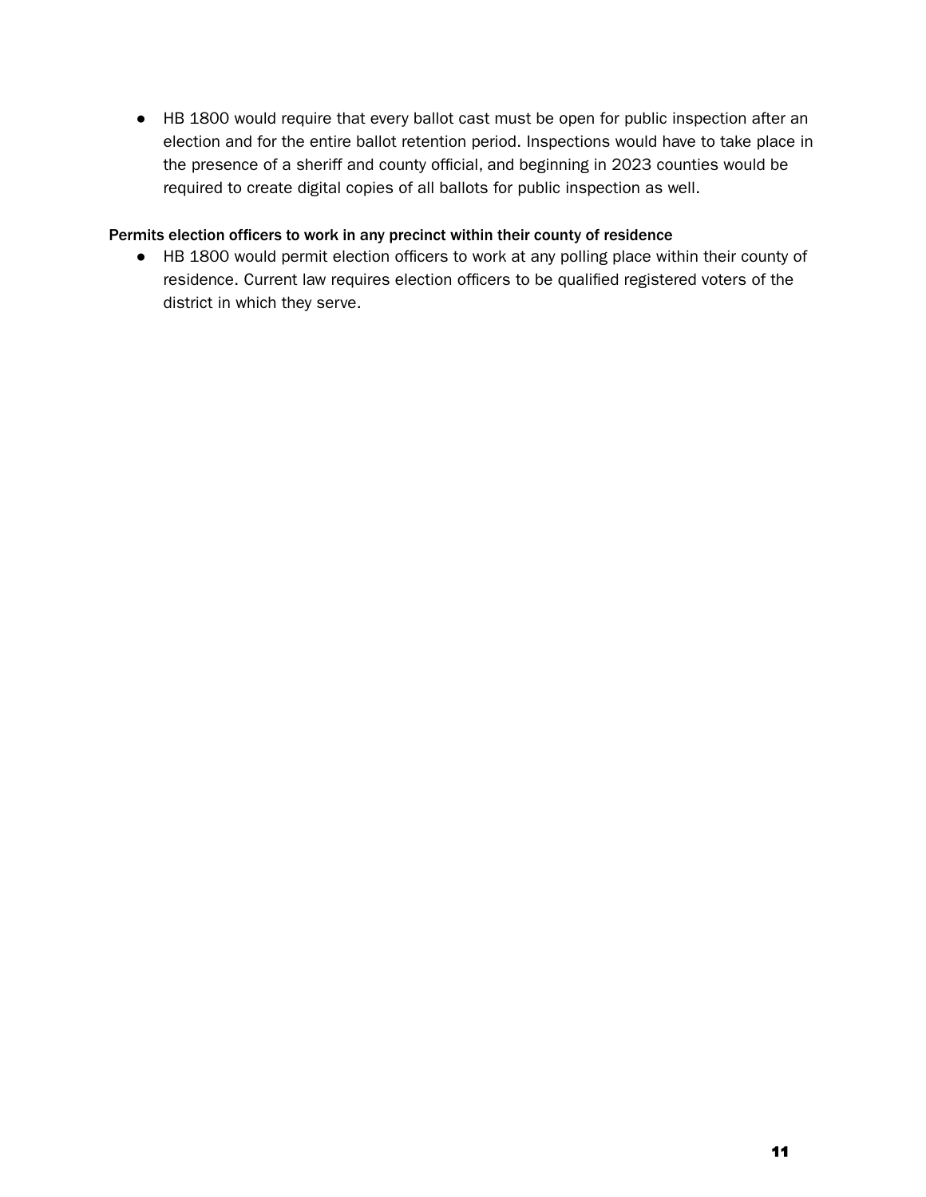- HB 1800 would require that every ballot cast must be open for public inspection after an election and for the entire ballot retention period. Inspections would have to take place in the presence of a sheriff and county official, and beginning in 2023 counties would be required to create digital copies of all ballots for public inspection as well.

### Permits election officers to work in any precinct within their county of residence

- HB 1800 would permit election officers to work at any polling place within their county of residence. Current law requires election officers to be qualified registered voters of the district in which they serve.